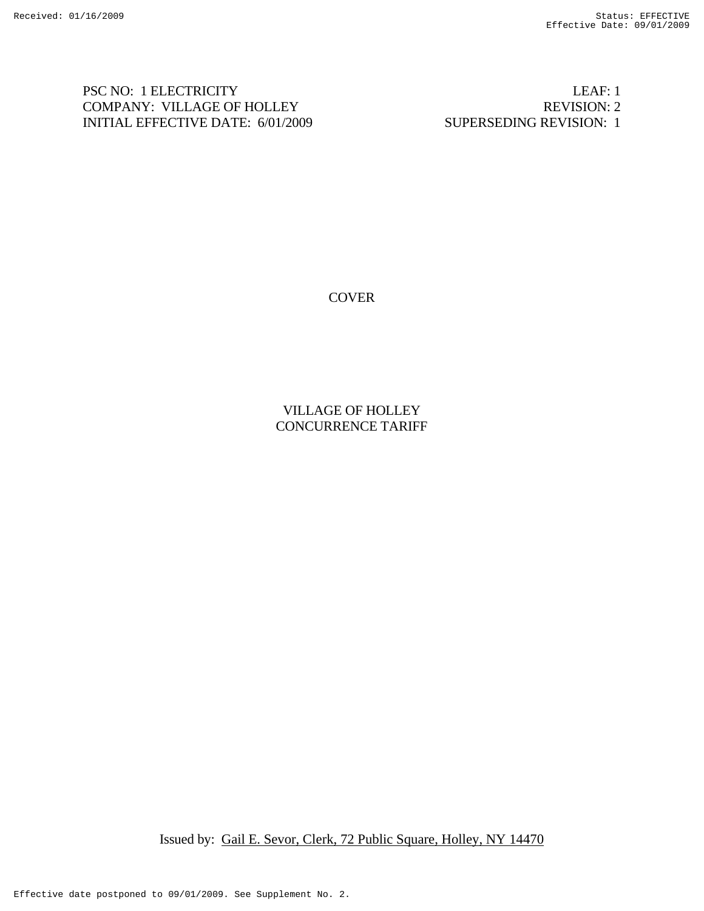Received: 01/16/2009

Status: EFFECTIVE
Effective Date: 09/01/2009

PSC NO: 1 ELECTRICITY
COMPANY: VILLAGE OF HOLLEY
INITIAL EFFECTIVE DATE: 6/01/2009

LEAF: 1
REVISION: 2
SUPERSEDING REVISION: 1

COVER

VILLAGE OF HOLLEY
CONCURRENCE TARIFF

Issued by: Gail E. Sevor, Clerk, 72 Public Square, Holley, NY 14470

Effective date postponed to 09/01/2009. See Supplement No. 2.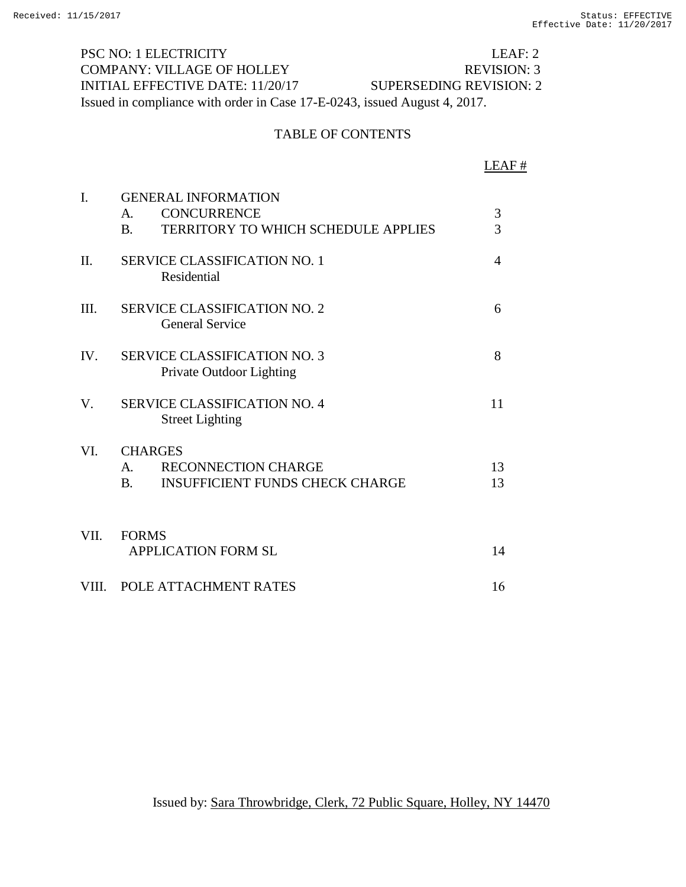PSC NO: 1 ELECTRICITY LEAF: 2
COMPANY: VILLAGE OF HOLLEY REVISION: 3
INITIAL EFFECTIVE DATE: 11/20/17 SUPERSEDING REVISION: 2
Issued in compliance with order in Case 17-E-0243, issued August 4, 2017.

## TABLE OF CONTENTS

| | | LEAF # |
|---|---|---|
| I. | GENERAL INFORMATION | |
| | A. CONCURRENCE | 3 |
| | B. TERRITORY TO WHICH SCHEDULE APPLIES | 3 |
| II. | SERVICE CLASSIFICATION NO. 1<br>Residential | 4 |
| III. | SERVICE CLASSIFICATION NO. 2<br>General Service | 6 |
| IV. | SERVICE CLASSIFICATION NO. 3<br>Private Outdoor Lighting | 8 |
| V. | SERVICE CLASSIFICATION NO. 4<br>Street Lighting | 11 |
| VI. | CHARGES | |
| | A. RECONNECTION CHARGE | 13 |
| | B. INSUFFICIENT FUNDS CHECK CHARGE | 13 |
| VII. | FORMS | |
| | APPLICATION FORM SL | 14 |
| VIII. | POLE ATTACHMENT RATES | 16 |

Issued by: Sara Throwbridge, Clerk, 72 Public Square, Holley, NY 14470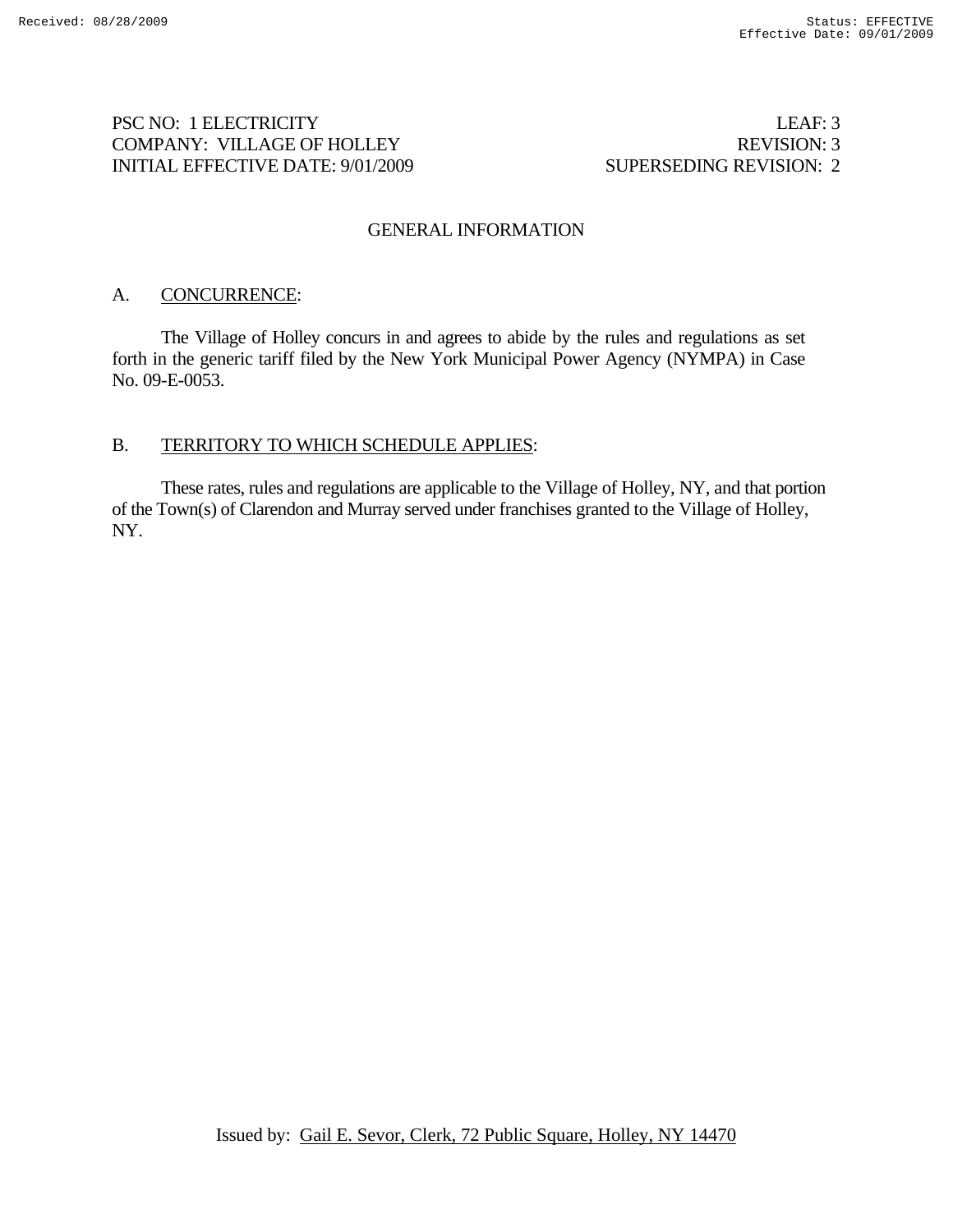PSC NO: 1 ELECTRICITY LEAF: 3
COMPANY: VILLAGE OF HOLLEY REVISION: 3
INITIAL EFFECTIVE DATE: 9/01/2009 SUPERSEDING REVISION: 2

## GENERAL INFORMATION

### A. CONCURRENCE:

The Village of Holley concurs in and agrees to abide by the rules and regulations as set forth in the generic tariff filed by the New York Municipal Power Agency (NYMPA) in Case No. 09-E-0053.

### B. TERRITORY TO WHICH SCHEDULE APPLIES:

These rates, rules and regulations are applicable to the Village of Holley, NY, and that portion of the Town(s) of Clarendon and Murray served under franchises granted to the Village of Holley, NY.

Issued by: Gail E. Sevor, Clerk, 72 Public Square, Holley, NY 14470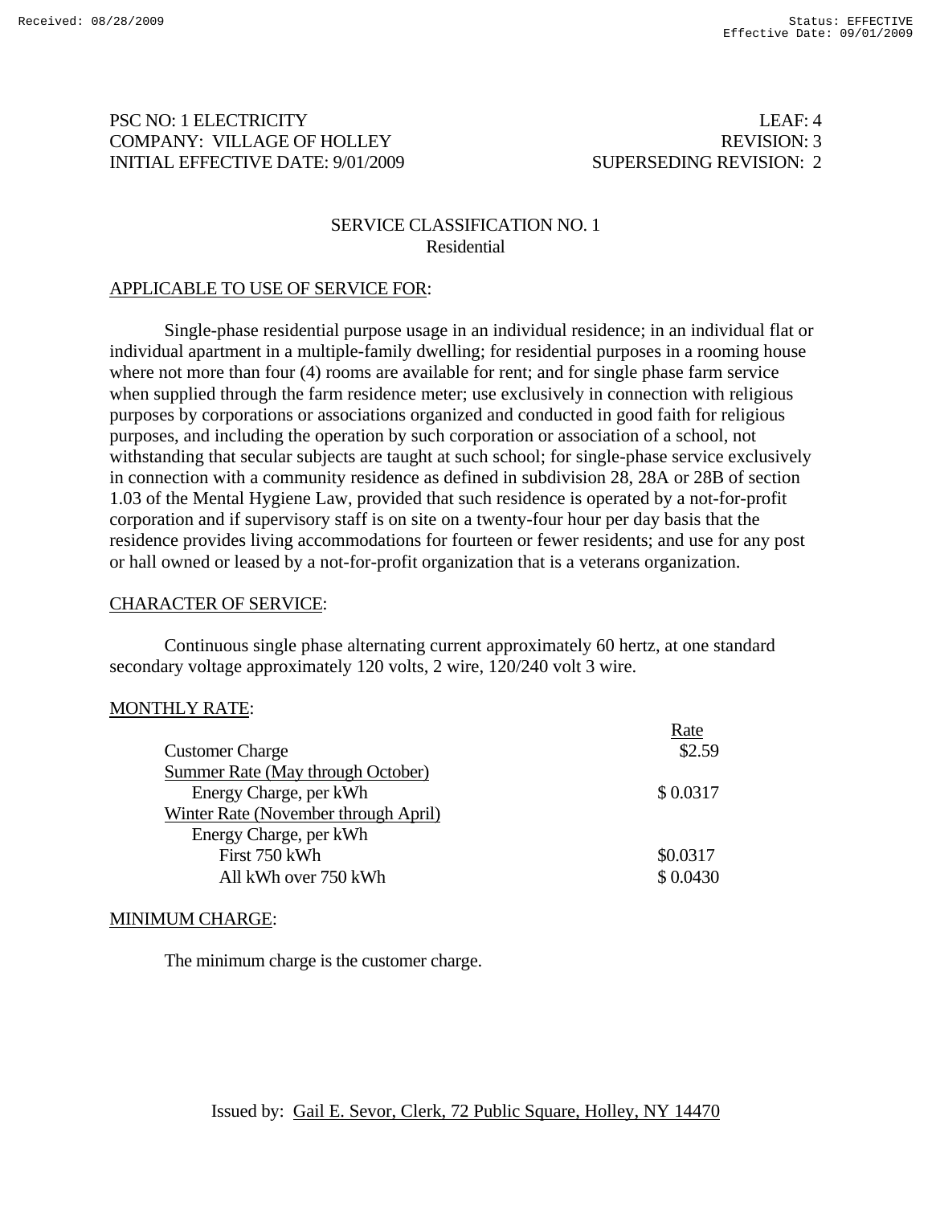PSC NO: 1 ELECTRICITY LEAF: 4
COMPANY: VILLAGE OF HOLLEY REVISION: 3
INITIAL EFFECTIVE DATE: 9/01/2009 SUPERSEDING REVISION: 2

## SERVICE CLASSIFICATION NO. 1
### Residential

APPLICABLE TO USE OF SERVICE FOR:

Single-phase residential purpose usage in an individual residence; in an individual flat or individual apartment in a multiple-family dwelling; for residential purposes in a rooming house where not more than four (4) rooms are available for rent; and for single phase farm service when supplied through the farm residence meter; use exclusively in connection with religious purposes by corporations or associations organized and conducted in good faith for religious purposes, and including the operation by such corporation or association of a school, not withstanding that secular subjects are taught at such school; for single-phase service exclusively in connection with a community residence as defined in subdivision 28, 28A or 28B of section 1.03 of the Mental Hygiene Law, provided that such residence is operated by a not-for-profit corporation and if supervisory staff is on site on a twenty-four hour per day basis that the residence provides living accommodations for fourteen or fewer residents; and use for any post or hall owned or leased by a not-for-profit organization that is a veterans organization.

CHARACTER OF SERVICE:

Continuous single phase alternating current approximately 60 hertz, at one standard secondary voltage approximately 120 volts, 2 wire, 120/240 volt 3 wire.

MONTHLY RATE:

| | Rate |
|---|---|
| Customer Charge | $2.59 |
| Summer Rate (May through October) | |
| Energy Charge, per kWh | $ 0.0317 |
| Winter Rate (November through April) | |
| Energy Charge, per kWh | |
| First 750 kWh | $0.0317 |
| All kWh over 750 kWh | $ 0.0430 |

MINIMUM CHARGE:

The minimum charge is the customer charge.

Issued by: Gail E. Sevor, Clerk, 72 Public Square, Holley, NY 14470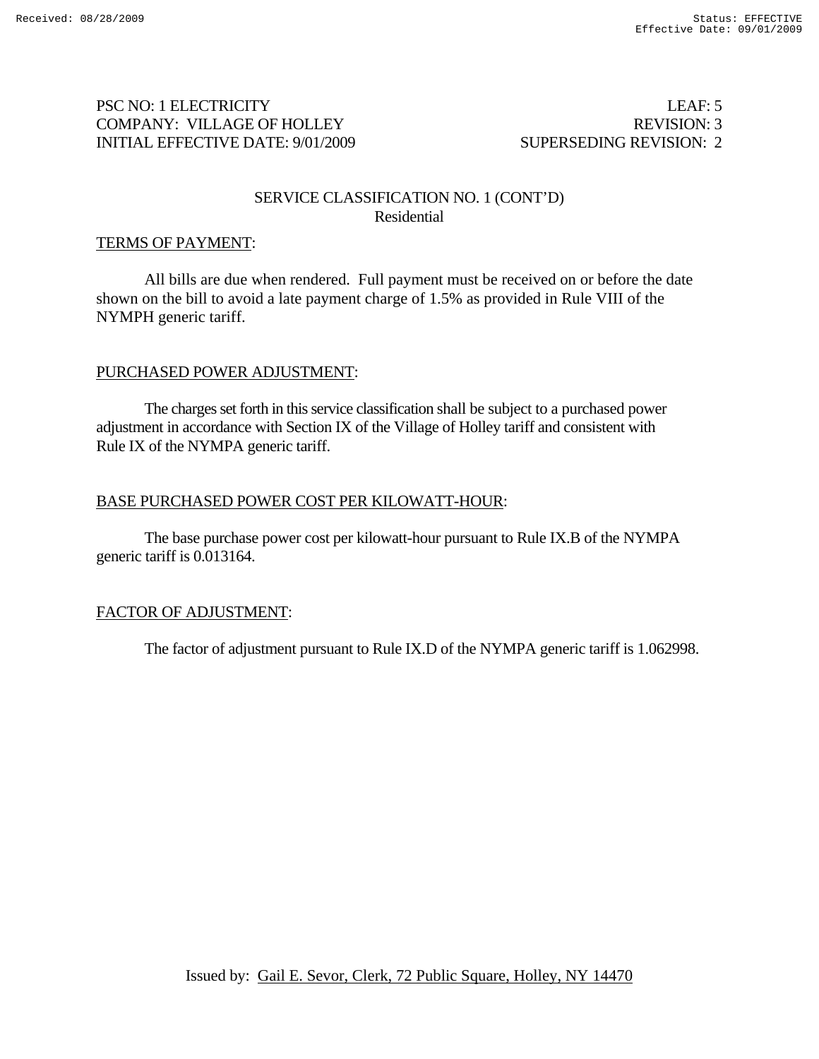PSC NO: 1 ELECTRICITY | LEAF: 5
COMPANY: VILLAGE OF HOLLEY | REVISION: 3
INITIAL EFFECTIVE DATE: 9/01/2009 | SUPERSEDING REVISION: 2

## SERVICE CLASSIFICATION NO. 1 (CONT'D)
Residential

TERMS OF PAYMENT:

All bills are due when rendered. Full payment must be received on or before the date shown on the bill to avoid a late payment charge of 1.5% as provided in Rule VIII of the NYMPH generic tariff.

PURCHASED POWER ADJUSTMENT:

The charges set forth in this service classification shall be subject to a purchased power adjustment in accordance with Section IX of the Village of Holley tariff and consistent with Rule IX of the NYMPA generic tariff.

BASE PURCHASED POWER COST PER KILOWATT-HOUR:

The base purchase power cost per kilowatt-hour pursuant to Rule IX.B of the NYMPA generic tariff is 0.013164.

FACTOR OF ADJUSTMENT:

The factor of adjustment pursuant to Rule IX.D of the NYMPA generic tariff is 1.062998.

Issued by: Gail E. Sevor, Clerk, 72 Public Square, Holley, NY 14470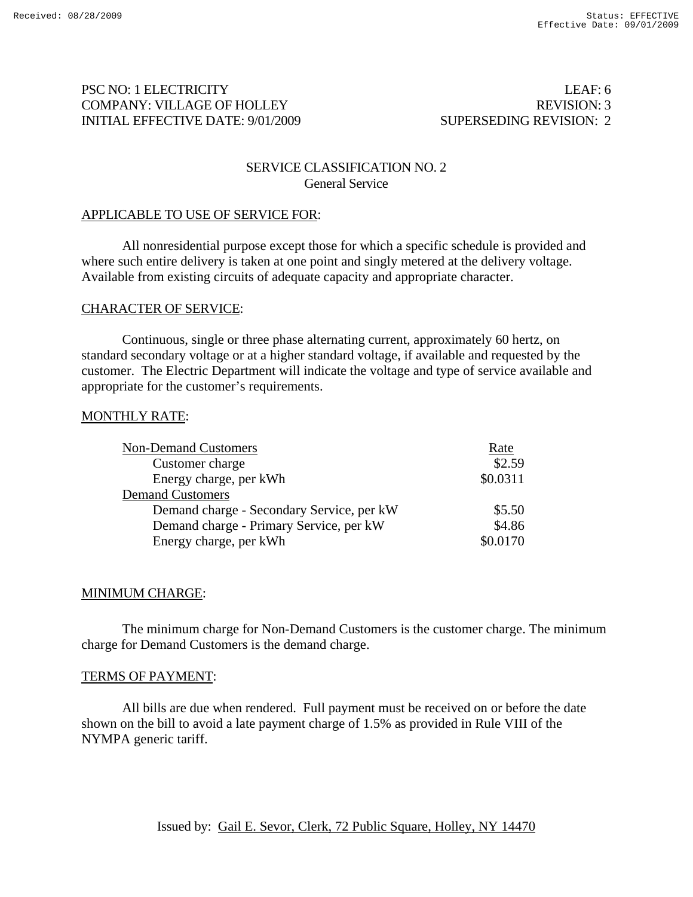PSC NO: 1 ELECTRICITY LEAF: 6
COMPANY: VILLAGE OF HOLLEY REVISION: 3
INITIAL EFFECTIVE DATE: 9/01/2009 SUPERSEDING REVISION: 2

## SERVICE CLASSIFICATION NO. 2
### General Service

APPLICABLE TO USE OF SERVICE FOR:

All nonresidential purpose except those for which a specific schedule is provided and where such entire delivery is taken at one point and singly metered at the delivery voltage. Available from existing circuits of adequate capacity and appropriate character.

CHARACTER OF SERVICE:

Continuous, single or three phase alternating current, approximately 60 hertz, on standard secondary voltage or at a higher standard voltage, if available and requested by the customer. The Electric Department will indicate the voltage and type of service available and appropriate for the customer's requirements.

MONTHLY RATE:

| Non-Demand Customers | Rate |
|---|---|
| Customer charge | $2.59 |
| Energy charge, per kWh | $0.0311 |
| Demand Customers | |
| Demand charge - Secondary Service, per kW | $5.50 |
| Demand charge - Primary Service, per kW | $4.86 |
| Energy charge, per kWh | $0.0170 |

MINIMUM CHARGE:

The minimum charge for Non-Demand Customers is the customer charge. The minimum charge for Demand Customers is the demand charge.

TERMS OF PAYMENT:

All bills are due when rendered. Full payment must be received on or before the date shown on the bill to avoid a late payment charge of 1.5% as provided in Rule VIII of the NYMPA generic tariff.

Issued by: Gail E. Sevor, Clerk, 72 Public Square, Holley, NY 14470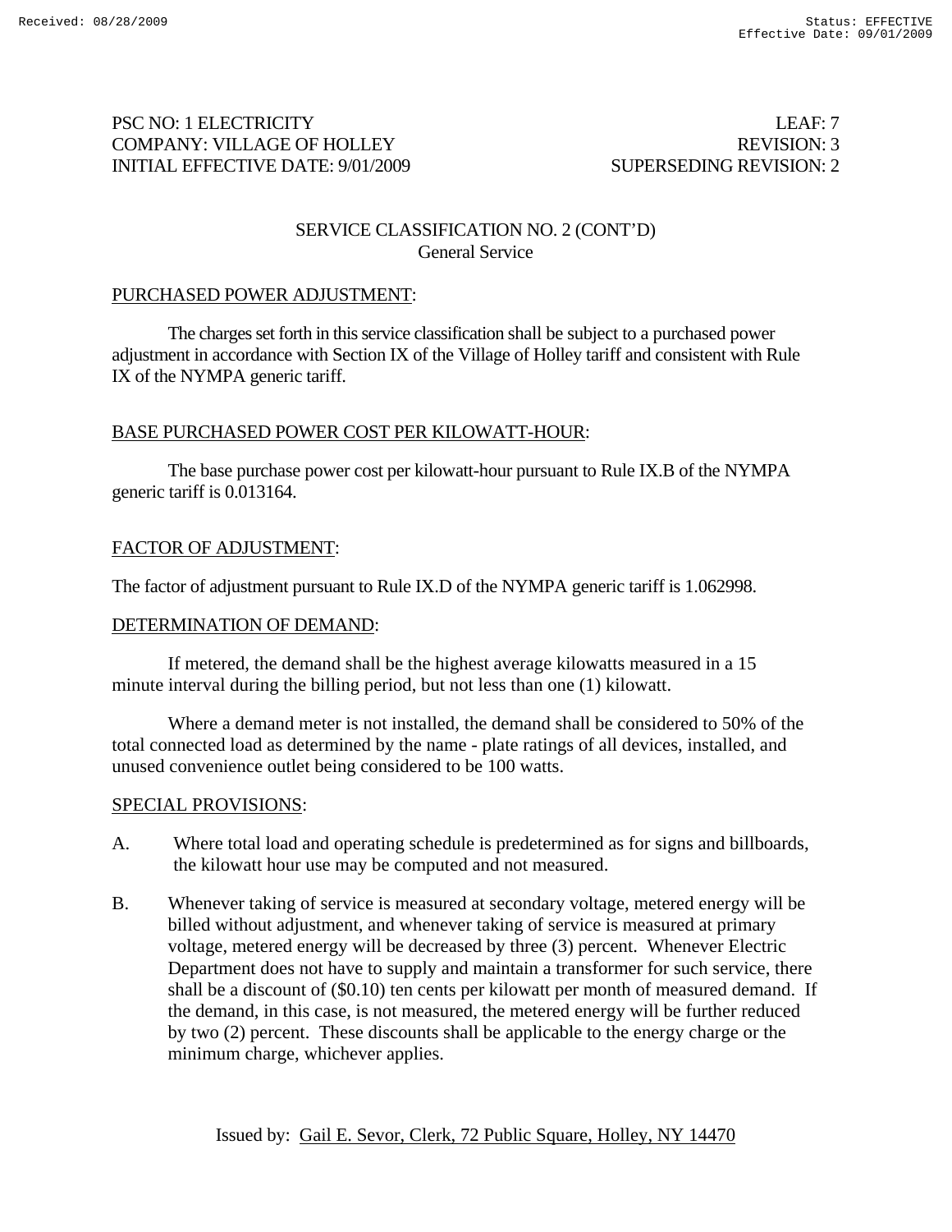PSC NO: 1 ELECTRICITY LEAF: 7
COMPANY: VILLAGE OF HOLLEY REVISION: 3
INITIAL EFFECTIVE DATE: 9/01/2009 SUPERSEDING REVISION: 2

## SERVICE CLASSIFICATION NO. 2 (CONT'D)
General Service

PURCHASED POWER ADJUSTMENT:

The charges set forth in this service classification shall be subject to a purchased power adjustment in accordance with Section IX of the Village of Holley tariff and consistent with Rule IX of the NYMPA generic tariff.

BASE PURCHASED POWER COST PER KILOWATT-HOUR:

The base purchase power cost per kilowatt-hour pursuant to Rule IX.B of the NYMPA generic tariff is 0.013164.

FACTOR OF ADJUSTMENT:

The factor of adjustment pursuant to Rule IX.D of the NYMPA generic tariff is 1.062998.

DETERMINATION OF DEMAND:

If metered, the demand shall be the highest average kilowatts measured in a 15 minute interval during the billing period, but not less than one (1) kilowatt.

Where a demand meter is not installed, the demand shall be considered to 50% of the total connected load as determined by the name - plate ratings of all devices, installed, and unused convenience outlet being considered to be 100 watts.

SPECIAL PROVISIONS:

A. Where total load and operating schedule is predetermined as for signs and billboards, the kilowatt hour use may be computed and not measured.

B. Whenever taking of service is measured at secondary voltage, metered energy will be billed without adjustment, and whenever taking of service is measured at primary voltage, metered energy will be decreased by three (3) percent. Whenever Electric Department does not have to supply and maintain a transformer for such service, there shall be a discount of ($0.10) ten cents per kilowatt per month of measured demand. If the demand, in this case, is not measured, the metered energy will be further reduced by two (2) percent. These discounts shall be applicable to the energy charge or the minimum charge, whichever applies.

Issued by: Gail E. Sevor, Clerk, 72 Public Square, Holley, NY 14470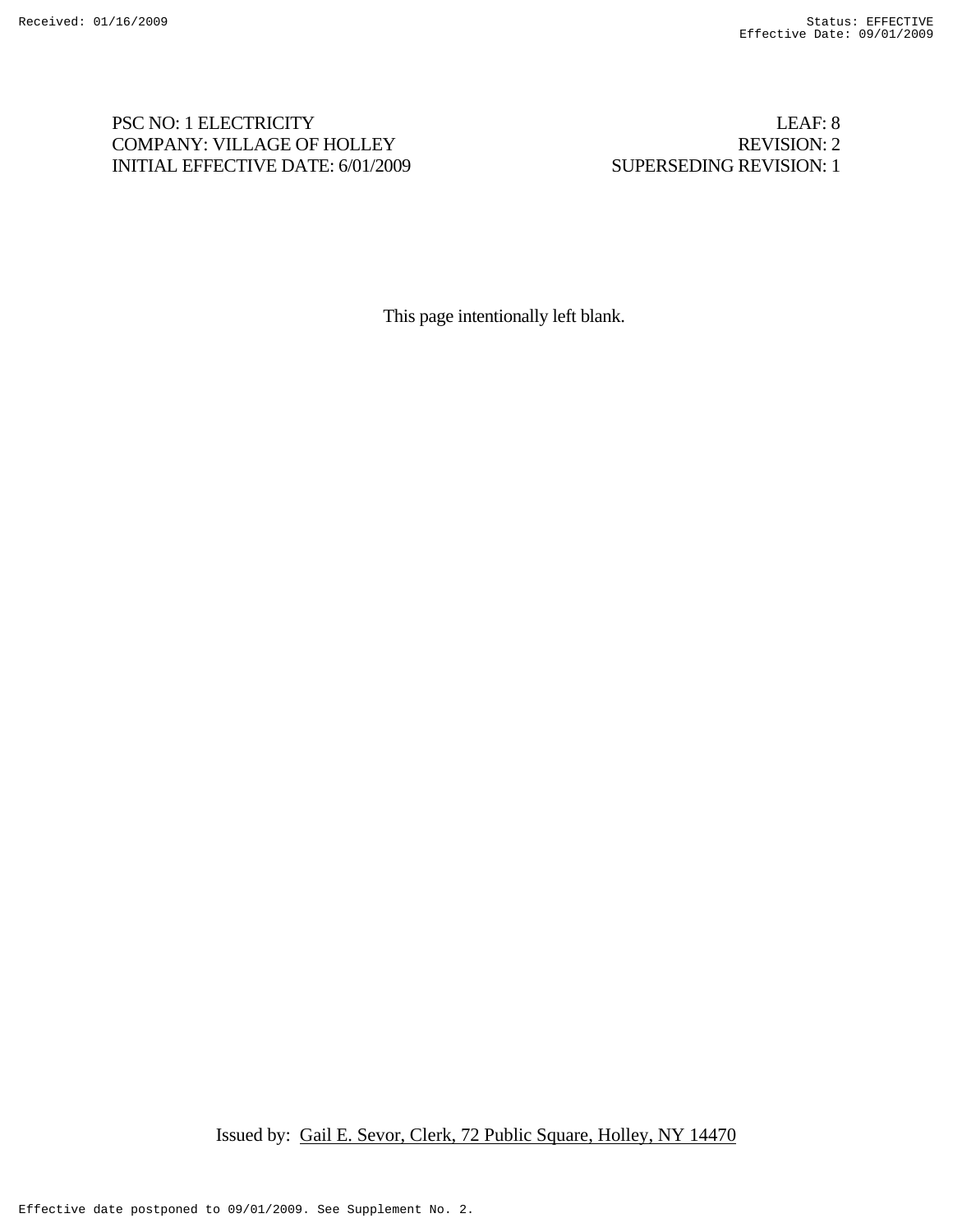PSC NO: 1 ELECTRICITY
COMPANY: VILLAGE OF HOLLEY
INITIAL EFFECTIVE DATE: 6/01/2009

LEAF: 8
REVISION: 2
SUPERSEDING REVISION: 1

This page intentionally left blank.

Issued by: Gail E. Sevor, Clerk, 72 Public Square, Holley, NY 14470

Effective date postponed to 09/01/2009. See Supplement No. 2.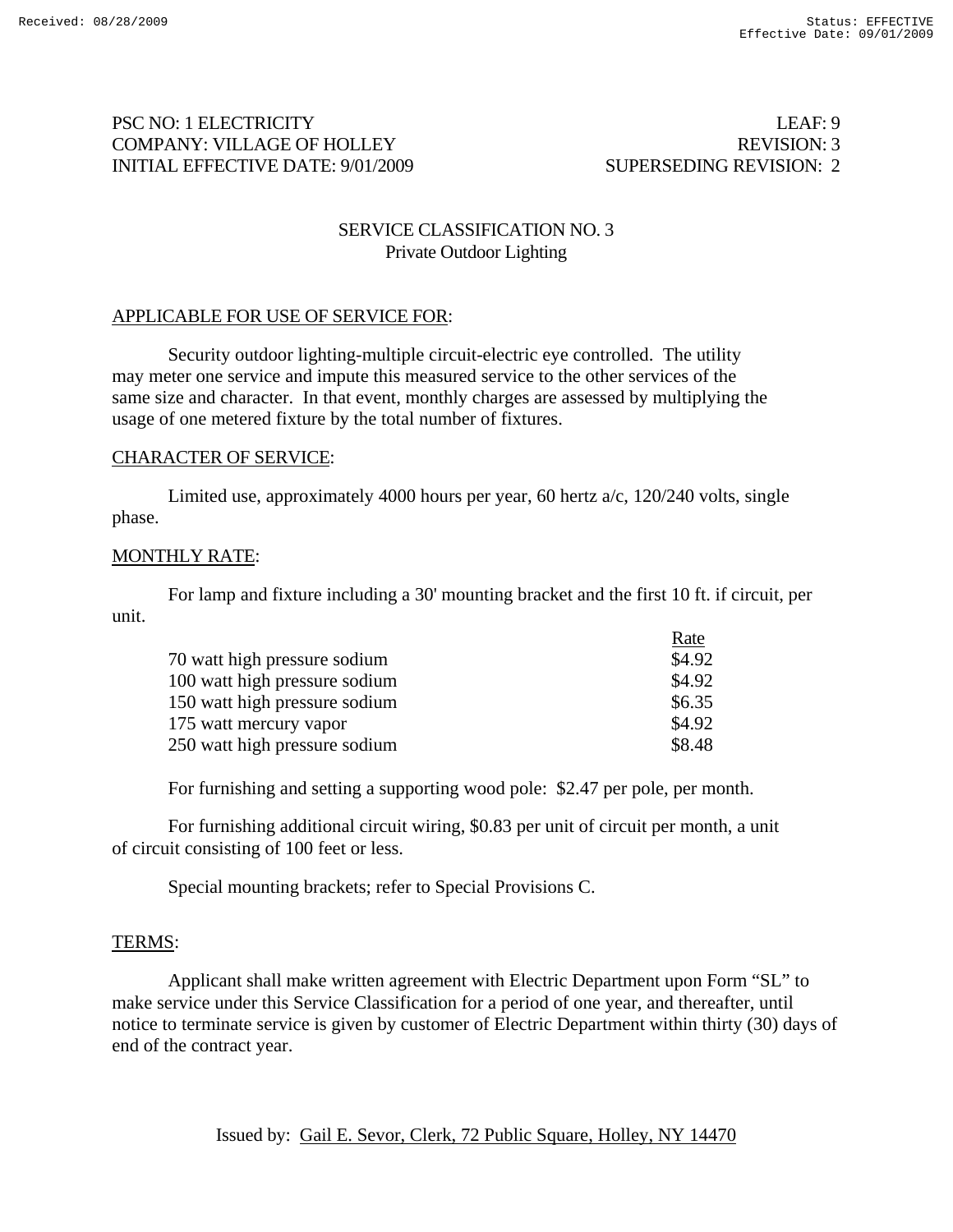PSC NO: 1 ELECTRICITY — LEAF: 9
COMPANY: VILLAGE OF HOLLEY — REVISION: 3
INITIAL EFFECTIVE DATE: 9/01/2009 — SUPERSEDING REVISION: 2

## SERVICE CLASSIFICATION NO. 3
### Private Outdoor Lighting

APPLICABLE FOR USE OF SERVICE FOR:

Security outdoor lighting-multiple circuit-electric eye controlled. The utility may meter one service and impute this measured service to the other services of the same size and character. In that event, monthly charges are assessed by multiplying the usage of one metered fixture by the total number of fixtures.

CHARACTER OF SERVICE:

Limited use, approximately 4000 hours per year, 60 hertz a/c, 120/240 volts, single phase.

MONTHLY RATE:

For lamp and fixture including a 30' mounting bracket and the first 10 ft. if circuit, per unit.

| | Rate |
|---|---|
| 70 watt high pressure sodium | $4.92 |
| 100 watt high pressure sodium | $4.92 |
| 150 watt high pressure sodium | $6.35 |
| 175 watt mercury vapor | $4.92 |
| 250 watt high pressure sodium | $8.48 |

For furnishing and setting a supporting wood pole: $2.47 per pole, per month.

For furnishing additional circuit wiring, $0.83 per unit of circuit per month, a unit of circuit consisting of 100 feet or less.

Special mounting brackets; refer to Special Provisions C.

TERMS:

Applicant shall make written agreement with Electric Department upon Form "SL" to make service under this Service Classification for a period of one year, and thereafter, until notice to terminate service is given by customer of Electric Department within thirty (30) days of end of the contract year.

Issued by: Gail E. Sevor, Clerk, 72 Public Square, Holley, NY 14470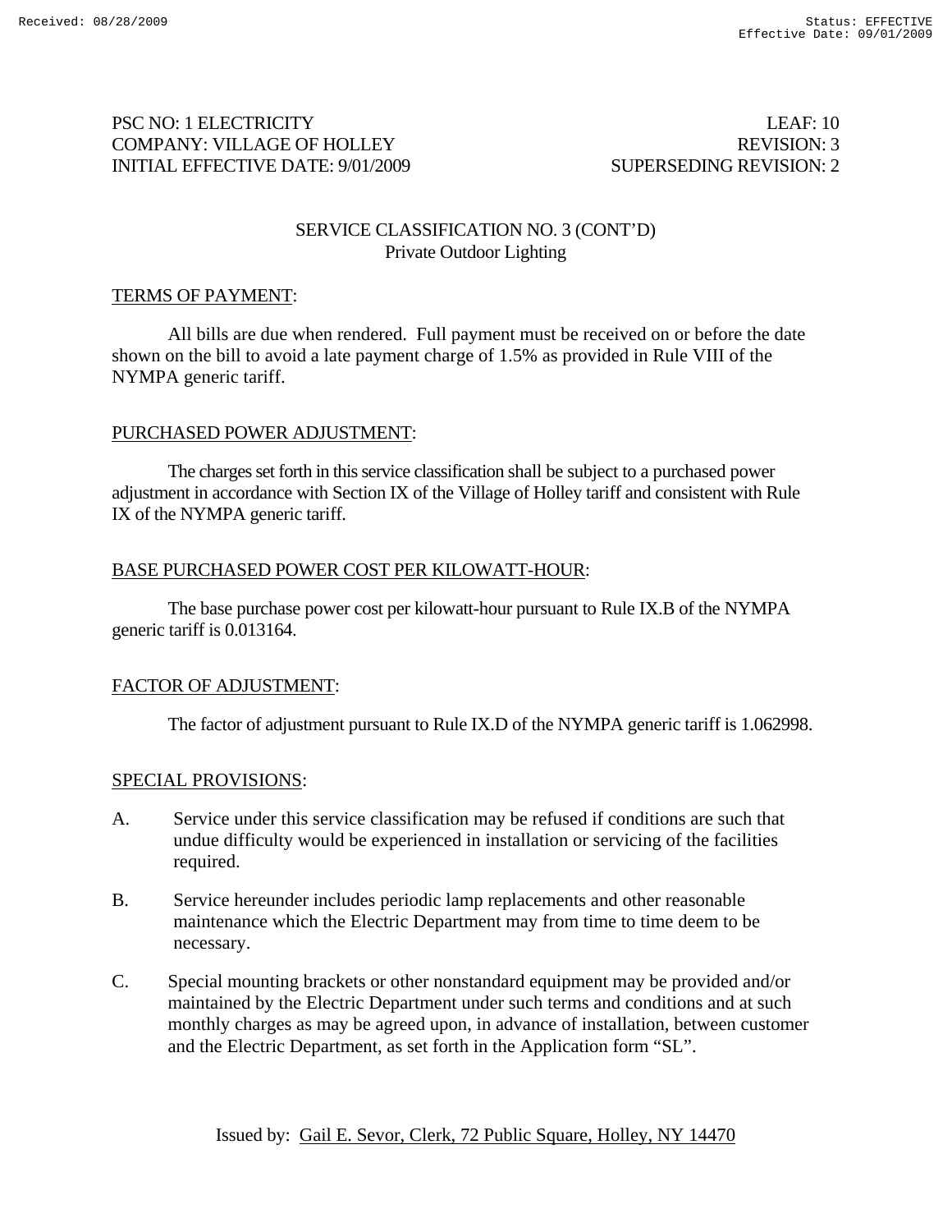PSC NO: 1 ELECTRICITY LEAF: 10
COMPANY: VILLAGE OF HOLLEY REVISION: 3
INITIAL EFFECTIVE DATE: 9/01/2009 SUPERSEDING REVISION: 2

## SERVICE CLASSIFICATION NO. 3 (CONT'D)
### Private Outdoor Lighting

TERMS OF PAYMENT:

All bills are due when rendered. Full payment must be received on or before the date shown on the bill to avoid a late payment charge of 1.5% as provided in Rule VIII of the NYMPA generic tariff.

PURCHASED POWER ADJUSTMENT:

The charges set forth in this service classification shall be subject to a purchased power adjustment in accordance with Section IX of the Village of Holley tariff and consistent with Rule IX of the NYMPA generic tariff.

BASE PURCHASED POWER COST PER KILOWATT-HOUR:

The base purchase power cost per kilowatt-hour pursuant to Rule IX.B of the NYMPA generic tariff is 0.013164.

FACTOR OF ADJUSTMENT:

The factor of adjustment pursuant to Rule IX.D of the NYMPA generic tariff is 1.062998.

SPECIAL PROVISIONS:

A. Service under this service classification may be refused if conditions are such that undue difficulty would be experienced in installation or servicing of the facilities required.

B. Service hereunder includes periodic lamp replacements and other reasonable maintenance which the Electric Department may from time to time deem to be necessary.

C. Special mounting brackets or other nonstandard equipment may be provided and/or maintained by the Electric Department under such terms and conditions and at such monthly charges as may be agreed upon, in advance of installation, between customer and the Electric Department, as set forth in the Application form "SL".

Issued by: Gail E. Sevor, Clerk, 72 Public Square, Holley, NY 14470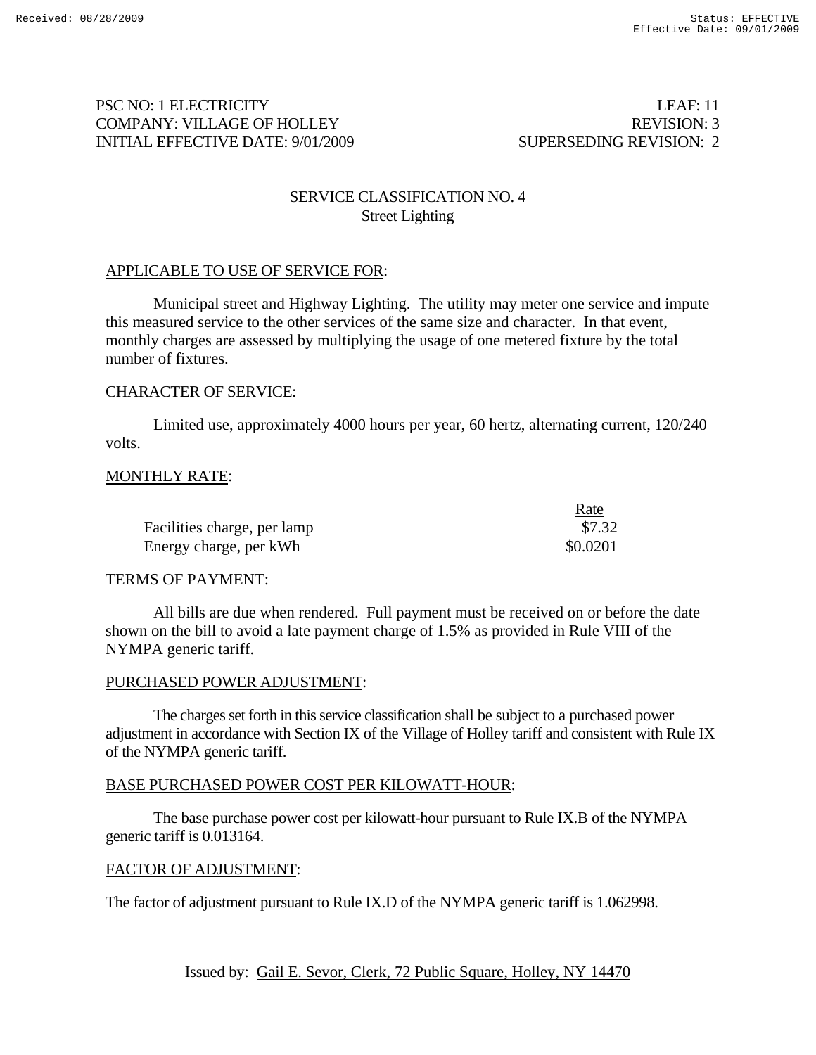PSC NO: 1 ELECTRICITY | LEAF: 11
COMPANY: VILLAGE OF HOLLEY | REVISION: 3
INITIAL EFFECTIVE DATE: 9/01/2009 | SUPERSEDING REVISION: 2

## SERVICE CLASSIFICATION NO. 4
### Street Lighting

APPLICABLE TO USE OF SERVICE FOR:

Municipal street and Highway Lighting. The utility may meter one service and impute this measured service to the other services of the same size and character. In that event, monthly charges are assessed by multiplying the usage of one metered fixture by the total number of fixtures.

CHARACTER OF SERVICE:

Limited use, approximately 4000 hours per year, 60 hertz, alternating current, 120/240 volts.

MONTHLY RATE:

| | Rate |
|---|---|
| Facilities charge, per lamp | $7.32 |
| Energy charge, per kWh | $0.0201 |

TERMS OF PAYMENT:

All bills are due when rendered. Full payment must be received on or before the date shown on the bill to avoid a late payment charge of 1.5% as provided in Rule VIII of the NYMPA generic tariff.

PURCHASED POWER ADJUSTMENT:

The charges set forth in this service classification shall be subject to a purchased power adjustment in accordance with Section IX of the Village of Holley tariff and consistent with Rule IX of the NYMPA generic tariff.

BASE PURCHASED POWER COST PER KILOWATT-HOUR:

The base purchase power cost per kilowatt-hour pursuant to Rule IX.B of the NYMPA generic tariff is 0.013164.

FACTOR OF ADJUSTMENT:

The factor of adjustment pursuant to Rule IX.D of the NYMPA generic tariff is 1.062998.

Issued by: Gail E. Sevor, Clerk, 72 Public Square, Holley, NY 14470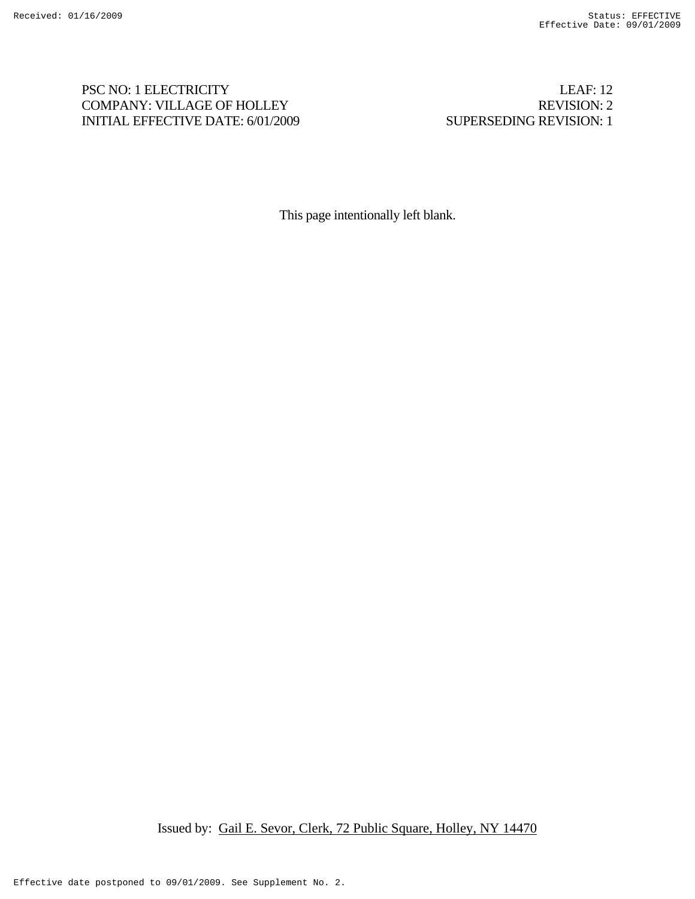PSC NO: 1 ELECTRICITY | LEAF: 12
COMPANY: VILLAGE OF HOLLEY | REVISION: 2
INITIAL EFFECTIVE DATE: 6/01/2009 | SUPERSEDING REVISION: 1

This page intentionally left blank.

Issued by: Gail E. Sevor, Clerk, 72 Public Square, Holley, NY 14470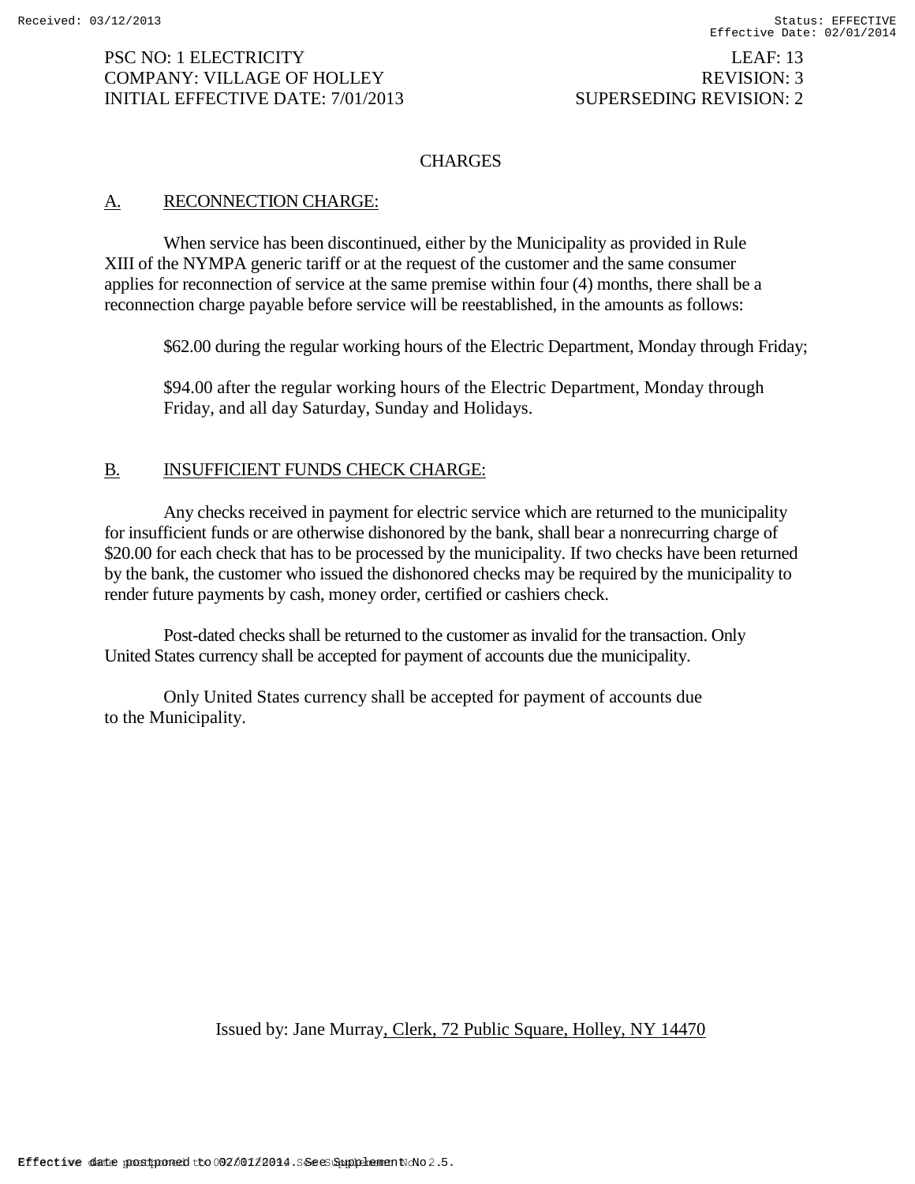PSC NO: 1 ELECTRICITY LEAF: 13
COMPANY: VILLAGE OF HOLLEY REVISION: 3
INITIAL EFFECTIVE DATE: 7/01/2013 SUPERSEDING REVISION: 2

## CHARGES

### A. RECONNECTION CHARGE:

When service has been discontinued, either by the Municipality as provided in Rule XIII of the NYMPA generic tariff or at the request of the customer and the same consumer applies for reconnection of service at the same premise within four (4) months, there shall be a reconnection charge payable before service will be reestablished, in the amounts as follows:

$62.00 during the regular working hours of the Electric Department, Monday through Friday;

$94.00 after the regular working hours of the Electric Department, Monday through Friday, and all day Saturday, Sunday and Holidays.

### B. INSUFFICIENT FUNDS CHECK CHARGE:

Any checks received in payment for electric service which are returned to the municipality for insufficient funds or are otherwise dishonored by the bank, shall bear a nonrecurring charge of $20.00 for each check that has to be processed by the municipality. If two checks have been returned by the bank, the customer who issued the dishonored checks may be required by the municipality to render future payments by cash, money order, certified or cashiers check.

Post-dated checks shall be returned to the customer as invalid for the transaction. Only United States currency shall be accepted for payment of accounts due the municipality.

Only United States currency shall be accepted for payment of accounts due to the Municipality.

Issued by: Jane Murray, Clerk, 72 Public Square, Holley, NY 14470

Effective date postponed to 02/01/2014. See Supplement No. 5.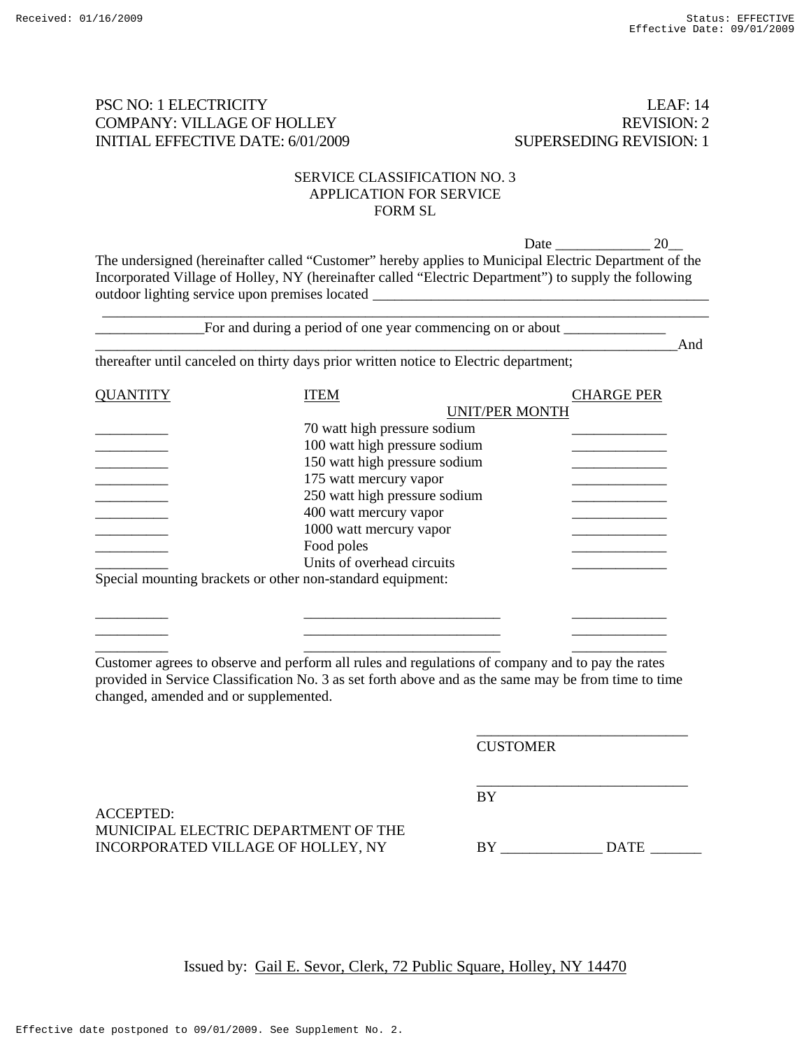PSC NO: 1 ELECTRICITY LEAF: 14
COMPANY: VILLAGE OF HOLLEY REVISION: 2
INITIAL EFFECTIVE DATE: 6/01/2009 SUPERSEDING REVISION: 1

SERVICE CLASSIFICATION NO. 3
APPLICATION FOR SERVICE
FORM SL

Date _____________ 20__

The undersigned (hereinafter called "Customer" hereby applies to Municipal Electric Department of the Incorporated Village of Holley, NY (hereinafter called "Electric Department") to supply the following outdoor lighting service upon premises located _______________________________________________
_______________________________________________________________________________________
_______________For and during a period of one year commencing on or about ______________
_____________________________________________________________________________________And thereafter until canceled on thirty days prior written notice to Electric department;

| QUANTITY | ITEM | CHARGE PER UNIT/PER MONTH |
|---|---|---|
| __________ | 70 watt high pressure sodium | _____________ |
| __________ | 100 watt high pressure sodium | _____________ |
| __________ | 150 watt high pressure sodium | _____________ |
| __________ | 175 watt mercury vapor | _____________ |
| __________ | 250 watt high pressure sodium | _____________ |
| __________ | 400 watt mercury vapor | _____________ |
| __________ | 1000 watt mercury vapor | _____________ |
| __________ | Food poles | _____________ |
| __________ | Units of overhead circuits | _____________ |

Special mounting brackets or other non-standard equipment:

| | | |
|---|---|---|
| __________ | ___________________________ | _____________ |
| __________ | ___________________________ | _____________ |
| __________ | ___________________________ | _____________ |

Customer agrees to observe and perform all rules and regulations of company and to pay the rates provided in Service Classification No. 3 as set forth above and as the same may be from time to time changed, amended and or supplemented.

_____________________________
CUSTOMER

_____________________________
BY

ACCEPTED:
MUNICIPAL ELECTRIC DEPARTMENT OF THE
INCORPORATED VILLAGE OF HOLLEY, NY BY ______________ DATE _______

Issued by: Gail E. Sevor, Clerk, 72 Public Square, Holley, NY 14470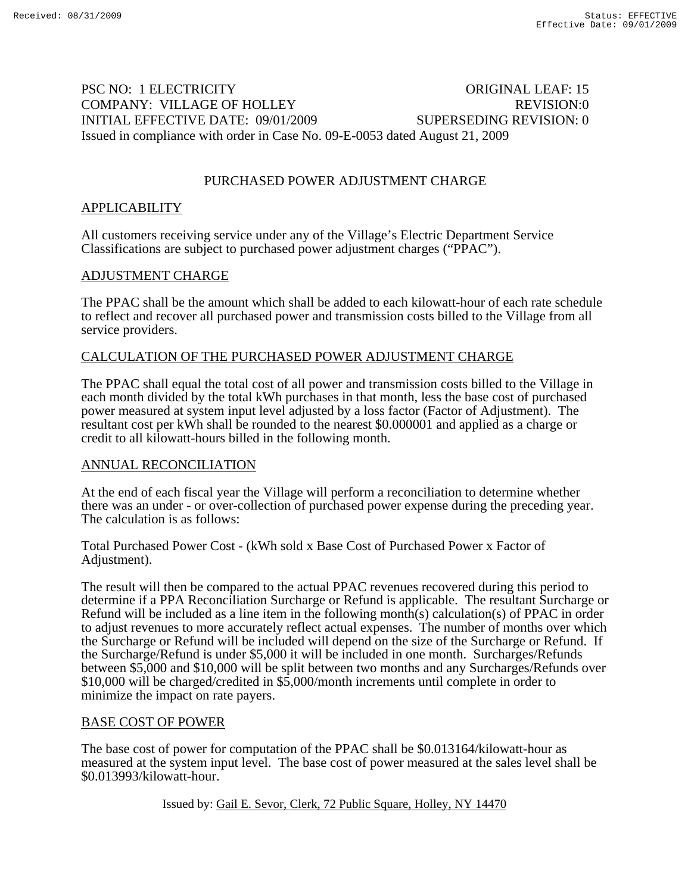PSC NO: 1 ELECTRICITY ORIGINAL LEAF: 15
COMPANY: VILLAGE OF HOLLEY REVISION:0
INITIAL EFFECTIVE DATE: 09/01/2009 SUPERSEDING REVISION: 0
Issued in compliance with order in Case No. 09-E-0053 dated August 21, 2009

# PURCHASED POWER ADJUSTMENT CHARGE

## APPLICABILITY

All customers receiving service under any of the Village's Electric Department Service Classifications are subject to purchased power adjustment charges ("PPAC").

## ADJUSTMENT CHARGE

The PPAC shall be the amount which shall be added to each kilowatt-hour of each rate schedule to reflect and recover all purchased power and transmission costs billed to the Village from all service providers.

## CALCULATION OF THE PURCHASED POWER ADJUSTMENT CHARGE

The PPAC shall equal the total cost of all power and transmission costs billed to the Village in each month divided by the total kWh purchases in that month, less the base cost of purchased power measured at system input level adjusted by a loss factor (Factor of Adjustment). The resultant cost per kWh shall be rounded to the nearest $0.000001 and applied as a charge or credit to all kilowatt-hours billed in the following month.

## ANNUAL RECONCILIATION

At the end of each fiscal year the Village will perform a reconciliation to determine whether there was an under - or over-collection of purchased power expense during the preceding year. The calculation is as follows:

Total Purchased Power Cost - (kWh sold x Base Cost of Purchased Power x Factor of Adjustment).

The result will then be compared to the actual PPAC revenues recovered during this period to determine if a PPA Reconciliation Surcharge or Refund is applicable. The resultant Surcharge or Refund will be included as a line item in the following month(s) calculation(s) of PPAC in order to adjust revenues to more accurately reflect actual expenses. The number of months over which the Surcharge or Refund will be included will depend on the size of the Surcharge or Refund. If the Surcharge/Refund is under $5,000 it will be included in one month. Surcharges/Refunds between $5,000 and $10,000 will be split between two months and any Surcharges/Refunds over $10,000 will be charged/credited in $5,000/month increments until complete in order to minimize the impact on rate payers.

## BASE COST OF POWER

The base cost of power for computation of the PPAC shall be $0.013164/kilowatt-hour as measured at the system input level. The base cost of power measured at the sales level shall be $0.013993/kilowatt-hour.

Issued by: Gail E. Sevor, Clerk, 72 Public Square, Holley, NY 14470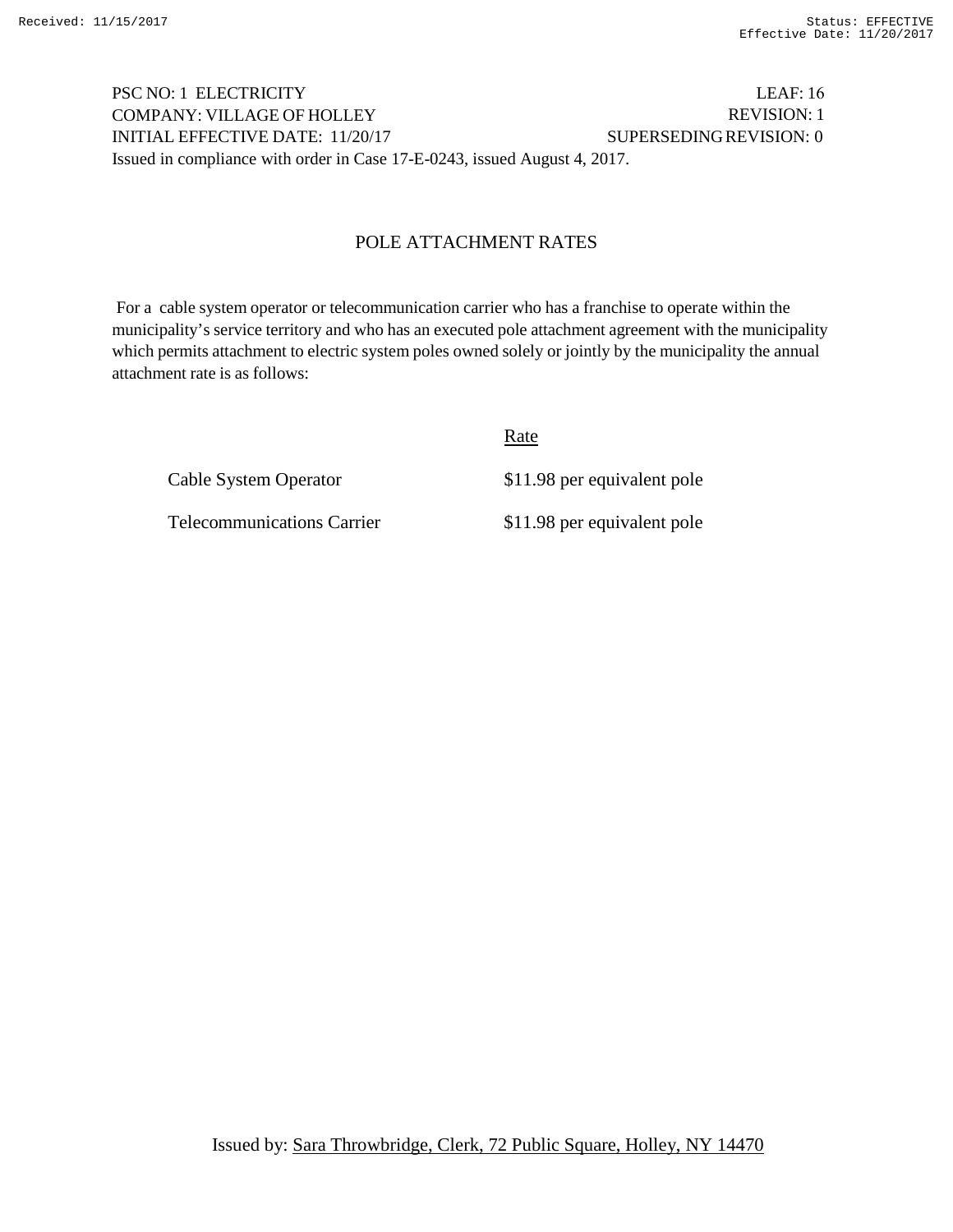PSC NO: 1 ELECTRICITY LEAF: 16
COMPANY: VILLAGE OF HOLLEY REVISION: 1
INITIAL EFFECTIVE DATE: 11/20/17 SUPERSEDING REVISION: 0
Issued in compliance with order in Case 17-E-0243, issued August 4, 2017.

## POLE ATTACHMENT RATES

For a cable system operator or telecommunication carrier who has a franchise to operate within the municipality's service territory and who has an executed pole attachment agreement with the municipality which permits attachment to electric system poles owned solely or jointly by the municipality the annual attachment rate is as follows:

| | Rate |
|---|---|
| Cable System Operator | $11.98 per equivalent pole |
| Telecommunications Carrier | $11.98 per equivalent pole |

Issued by: Sara Throwbridge, Clerk, 72 Public Square, Holley, NY 14470